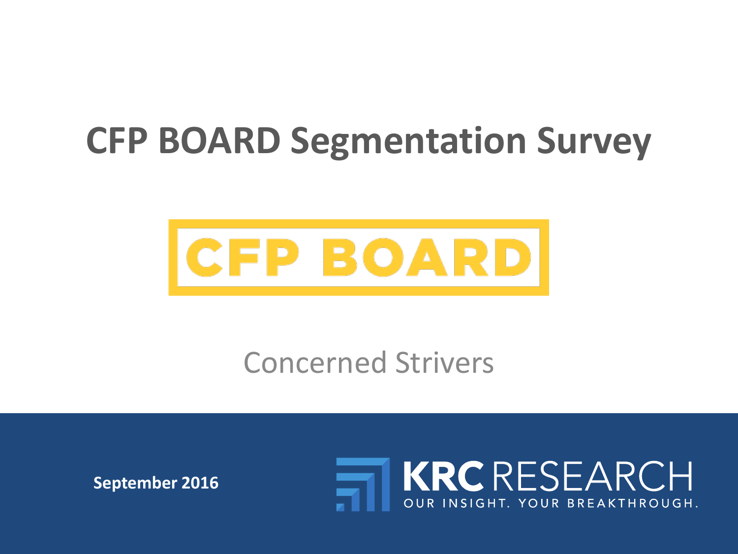# CFP BOARD Segmentation Survey

CFP BOARD

Concerned Strivers

**September 2016**

KRC RESEARCH

OUR INSIGHT. YOUR BREAKTHROUGH.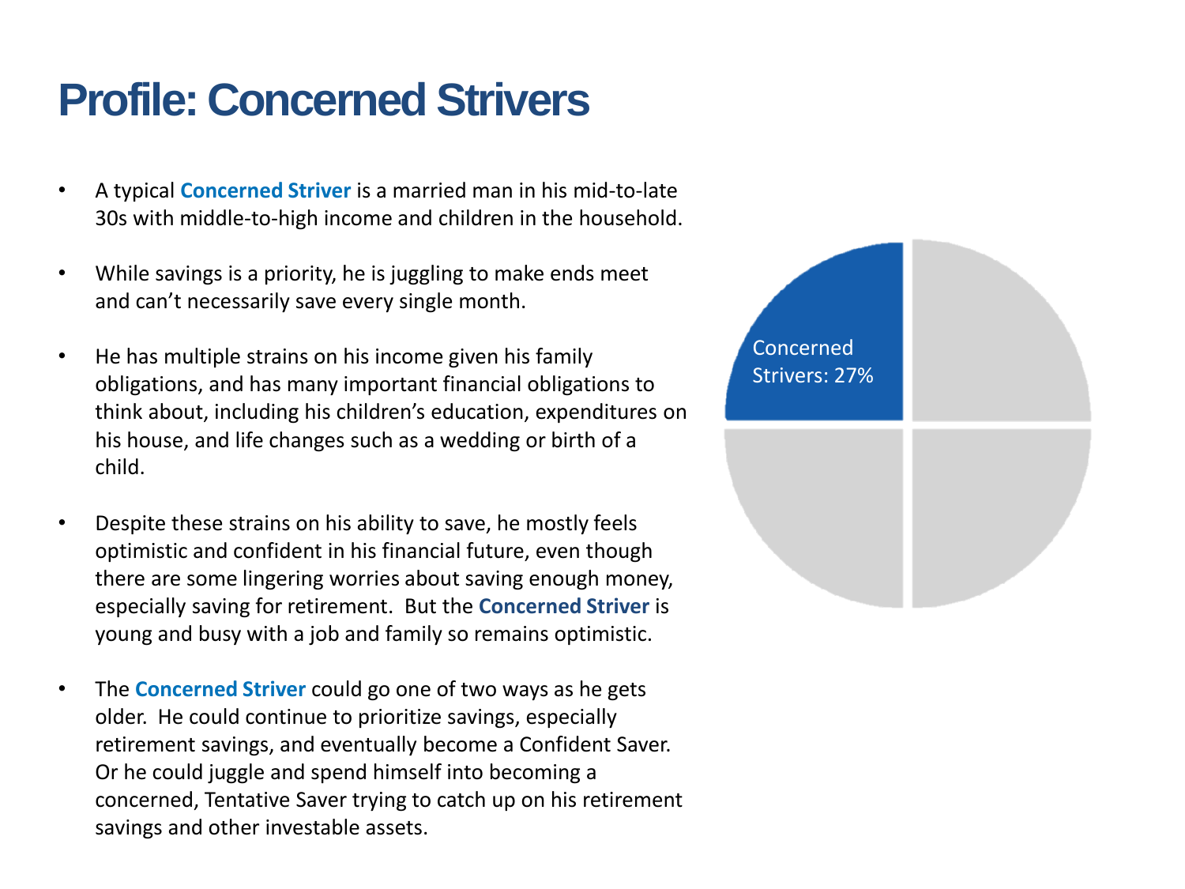# Profile: Concerned Strivers

- A typical **Concerned Striver** is a married man in his mid-to-late 30s with middle-to-high income and children in the household.
- While savings is a priority, he is juggling to make ends meet and can't necessarily save every single month.
- He has multiple strains on his income given his family obligations, and has many important financial obligations to think about, including his children's education, expenditures on his house, and life changes such as a wedding or birth of a child.
- Despite these strains on his ability to save, he mostly feels optimistic and confident in his financial future, even though there are some lingering worries about saving enough money, especially saving for retirement. But the **Concerned Striver** is young and busy with a job and family so remains optimistic.
- The **Concerned Striver** could go one of two ways as he gets older. He could continue to prioritize savings, especially retirement savings, and eventually become a Confident Saver. Or he could juggle and spend himself into becoming a concerned, Tentative Saver trying to catch up on his retirement savings and other investable assets.

Concerned Strivers: 27%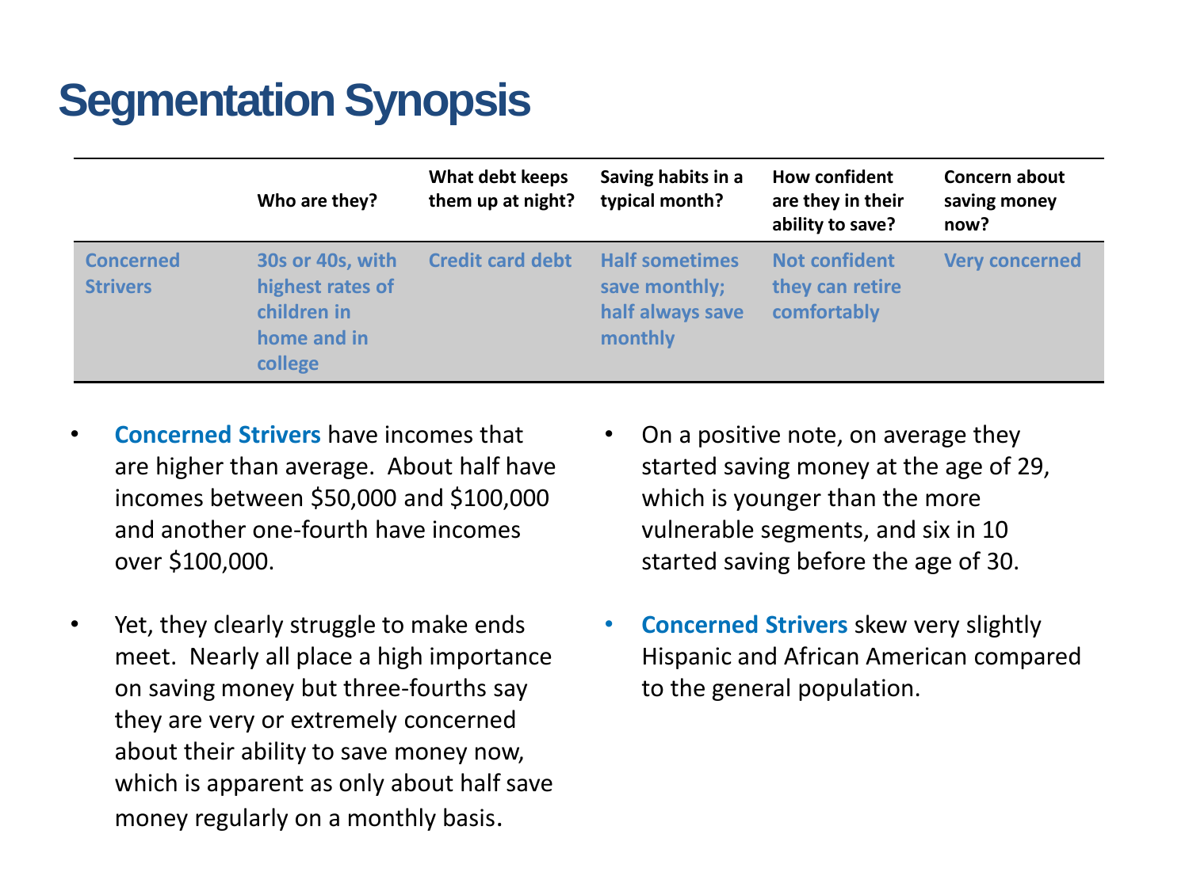# Segmentation Synopsis

| | Who are they? | What debt keeps them up at night? | Saving habits in a typical month? | How confident are they in their ability to save? | Concern about saving money now? |
|---|---|---|---|---|---|
| **Concerned Strivers** | 30s or 40s, with highest rates of children in home and in college | Credit card debt | Half sometimes save monthly; half always save monthly | Not confident they can retire comfortably | Very concerned |

- **Concerned Strivers** have incomes that are higher than average. About half have incomes between $50,000 and $100,000 and another one-fourth have incomes over $100,000.
- Yet, they clearly struggle to make ends meet. Nearly all place a high importance on saving money but three-fourths say they are very or extremely concerned about their ability to save money now, which is apparent as only about half save money regularly on a monthly basis.
- On a positive note, on average they started saving money at the age of 29, which is younger than the more vulnerable segments, and six in 10 started saving before the age of 30.
- **Concerned Strivers** skew very slightly Hispanic and African American compared to the general population.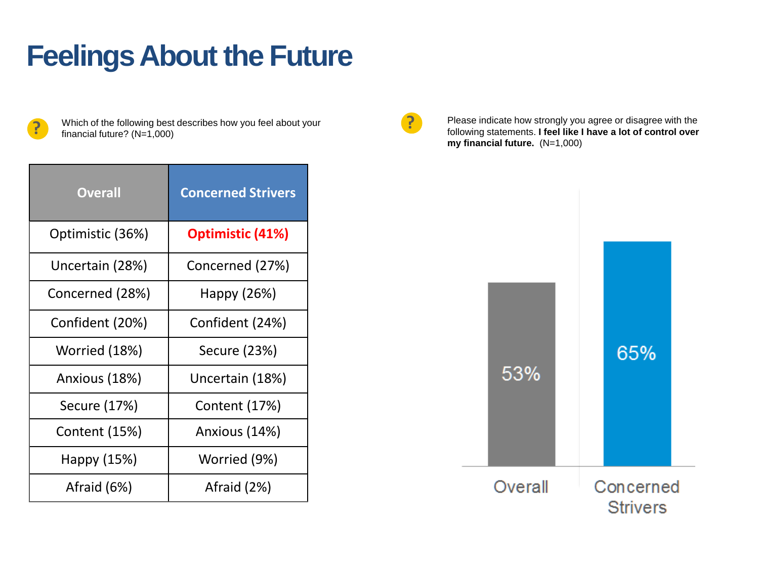# Feelings About the Future

Which of the following best describes how you feel about your financial future? (N=1,000)

| Overall | Concerned Strivers |
|---|---|
| Optimistic (36%) | **Optimistic (41%)** |
| Uncertain (28%) | Concerned (27%) |
| Concerned (28%) | Happy (26%) |
| Confident (20%) | Confident (24%) |
| Worried (18%) | Secure (23%) |
| Anxious (18%) | Uncertain (18%) |
| Secure (17%) | Content (17%) |
| Content (15%) | Anxious (14%) |
| Happy (15%) | Worried (9%) |
| Afraid (6%) | Afraid (2%) |

Please indicate how strongly you agree or disagree with the following statements. **I feel like I have a lot of control over my financial future.** (N=1,000)

| Overall | Concerned Strivers |
|---|---|
| 53% | 65% |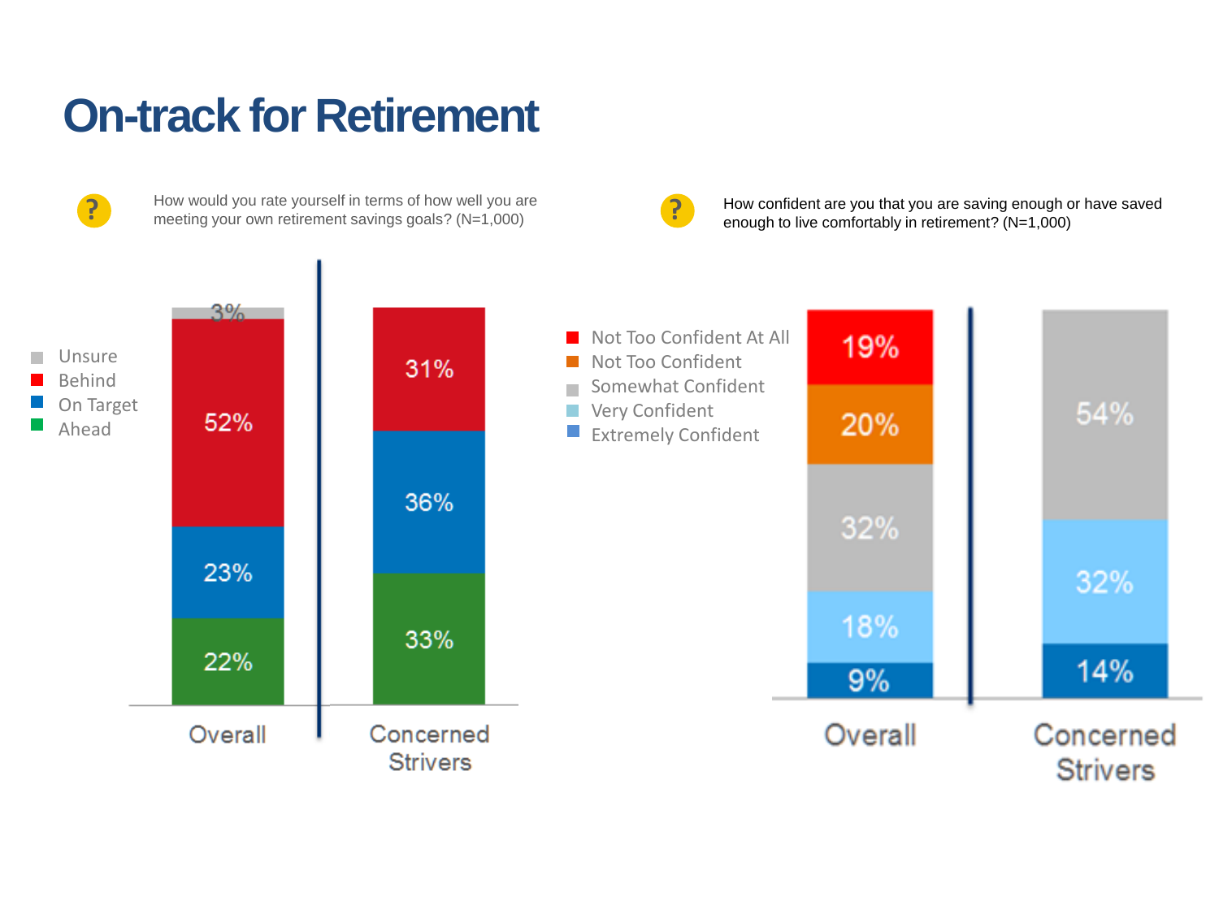# On-track for Retirement

How would you rate yourself in terms of how well you are meeting your own retirement savings goals? (N=1,000)

| | Overall | Concerned Strivers |
|---|---|---|
| Unsure | 3% | |
| Behind | 52% | 31% |
| On Target | 23% | 36% |
| Ahead | 22% | 33% |

How confident are you that you are saving enough or have saved enough to live comfortably in retirement? (N=1,000)

| | Overall | Concerned Strivers |
|---|---|---|
| Not Too Confident At All | 19% | |
| Not Too Confident | 20% | |
| Somewhat Confident | 32% | 54% |
| Very Confident | 18% | 32% |
| Extremely Confident | 9% | 14% |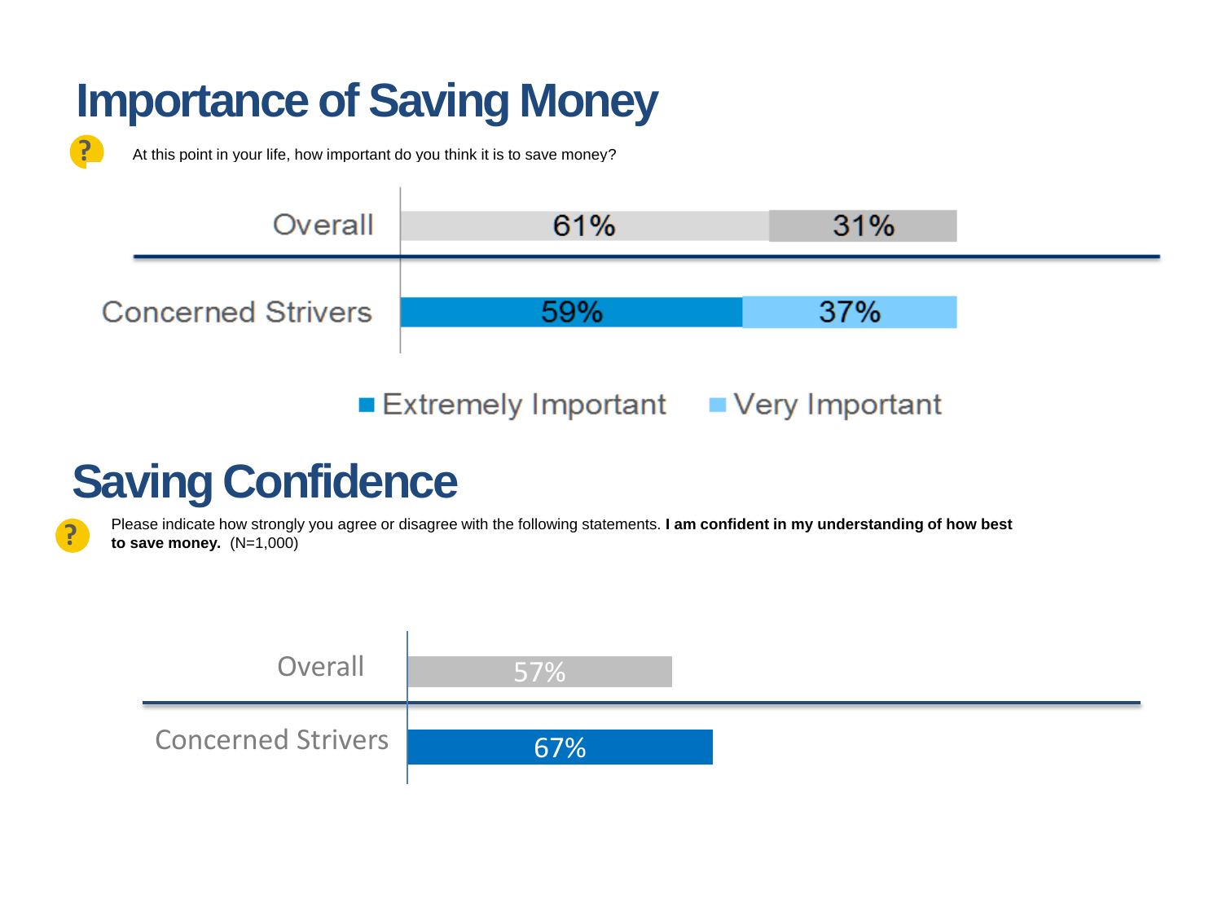# Importance of Saving Money

At this point in your life, how important do you think it is to save money?

| | Extremely Important | Very Important |
|---|---|---|
| Overall | 61% | 31% |
| Concerned Strivers | 59% | 37% |

# Saving Confidence

Please indicate how strongly you agree or disagree with the following statements. **I am confident in my understanding of how best to save money.** (N=1,000)

| | |
|---|---|
| Overall | 57% |
| Concerned Strivers | 67% |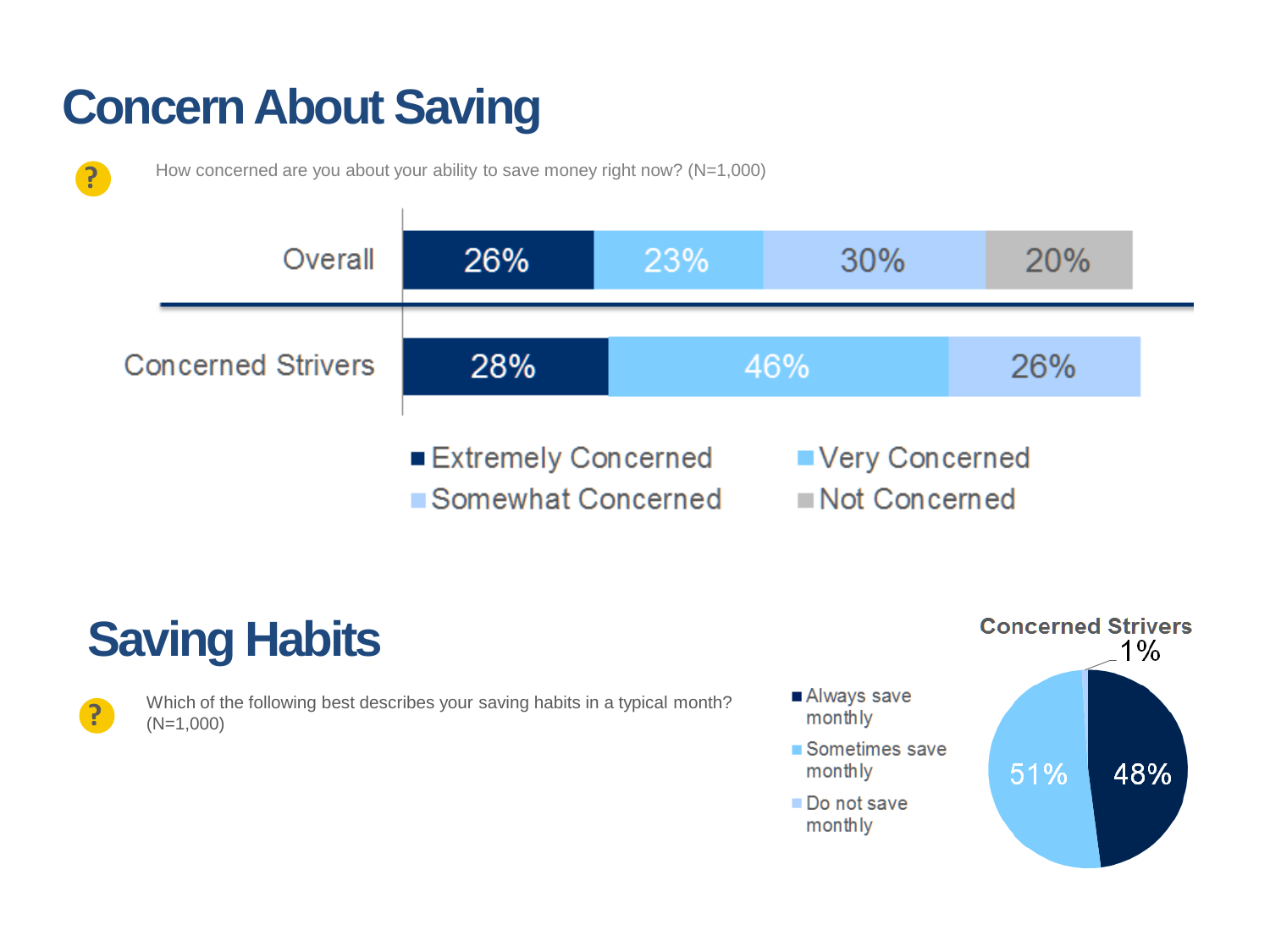# Concern About Saving

How concerned are you about your ability to save money right now? (N=1,000)

| | Extremely Concerned | Very Concerned | Somewhat Concerned | Not Concerned |
|---|---|---|---|---|
| Overall | 26% | 23% | 30% | 20% |
| Concerned Strivers | 28% | 46% | 26% | |

# Saving Habits

Which of the following best describes your saving habits in a typical month? (N=1,000)

**Concerned Strivers**

| | Concerned Strivers |
|---|---|
| Always save monthly | 48% |
| Sometimes save monthly | 51% |
| Do not save monthly | 1% |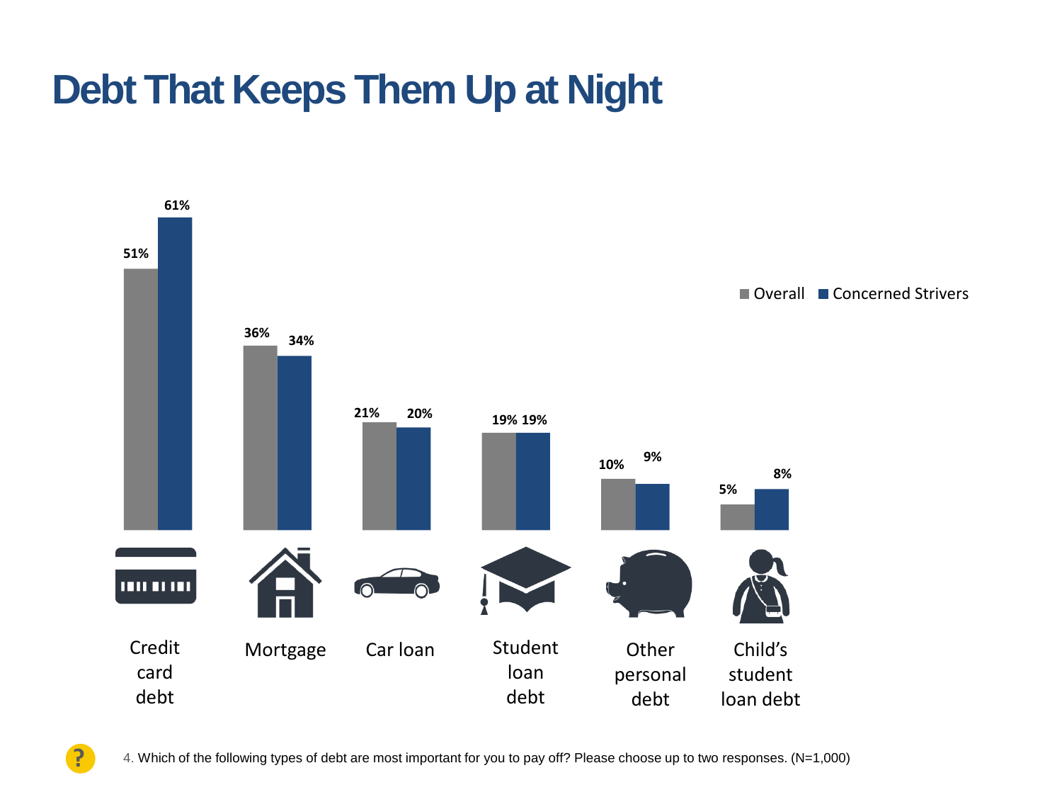# Debt That Keeps Them Up at Night

Overall
Concerned Strivers

51%
61%
Credit card debt

36%
34%
Mortgage

21%
20%
Car loan

19% 19%
Student loan debt

10%
9%
Other personal debt

5%
8%
Child's student loan debt

4. Which of the following types of debt are most important for you to pay off? Please choose up to two responses. (N=1,000)